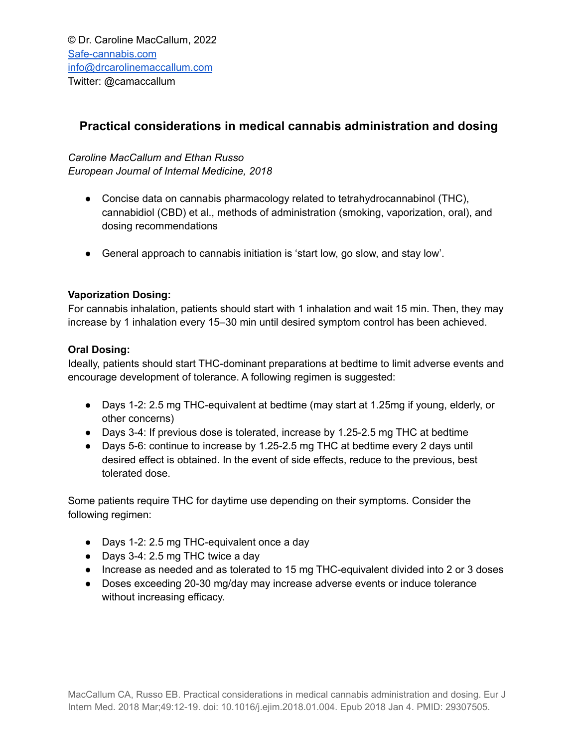© Dr. Caroline MacCallum, 2022
Safe-cannabis.com
info@drcarolinemaccallum.com
Twitter: @camaccallum

# Practical considerations in medical cannabis administration and dosing

*Caroline MacCallum and Ethan Russo*
*European Journal of Internal Medicine, 2018*

- Concise data on cannabis pharmacology related to tetrahydrocannabinol (THC), cannabidiol (CBD) et al., methods of administration (smoking, vaporization, oral), and dosing recommendations
- General approach to cannabis initiation is 'start low, go slow, and stay low'.

**Vaporization Dosing:**
For cannabis inhalation, patients should start with 1 inhalation and wait 15 min. Then, they may increase by 1 inhalation every 15–30 min until desired symptom control has been achieved.

**Oral Dosing:**
Ideally, patients should start THC-dominant preparations at bedtime to limit adverse events and encourage development of tolerance. A following regimen is suggested:

- Days 1-2: 2.5 mg THC-equivalent at bedtime (may start at 1.25mg if young, elderly, or other concerns)
- Days 3-4: If previous dose is tolerated, increase by 1.25-2.5 mg THC at bedtime
- Days 5-6: continue to increase by 1.25-2.5 mg THC at bedtime every 2 days until desired effect is obtained. In the event of side effects, reduce to the previous, best tolerated dose.

Some patients require THC for daytime use depending on their symptoms. Consider the following regimen:

- Days 1-2: 2.5 mg THC-equivalent once a day
- Days 3-4: 2.5 mg THC twice a day
- Increase as needed and as tolerated to 15 mg THC-equivalent divided into 2 or 3 doses
- Doses exceeding 20-30 mg/day may increase adverse events or induce tolerance without increasing efficacy.

MacCallum CA, Russo EB. Practical considerations in medical cannabis administration and dosing. Eur J Intern Med. 2018 Mar;49:12-19. doi: 10.1016/j.ejim.2018.01.004. Epub 2018 Jan 4. PMID: 29307505.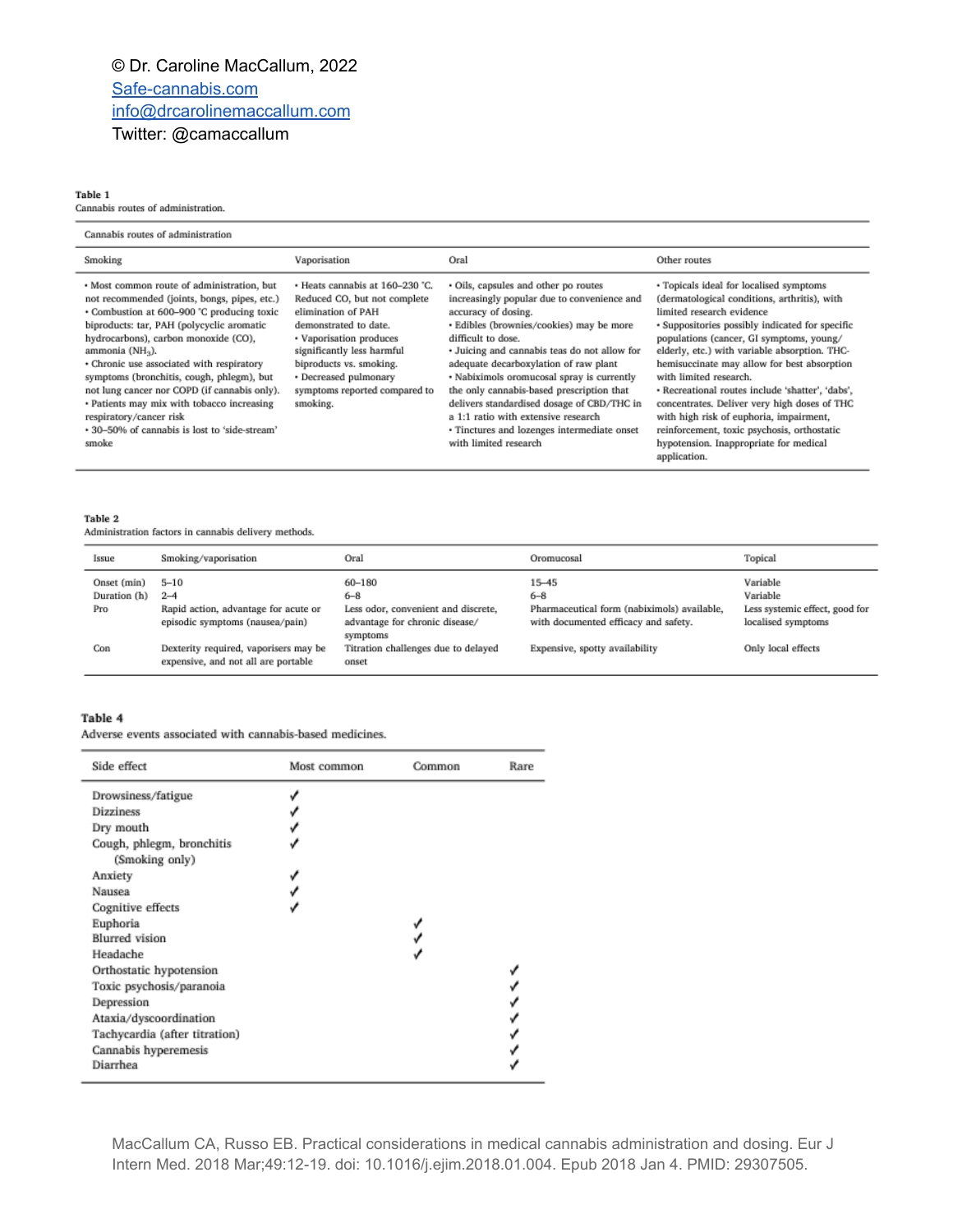© Dr. Caroline MacCallum, 2022
Safe-cannabis.com
info@drcarolinemaccallum.com
Twitter: @camaccallum

**Table 1**
Cannabis routes of administration.

| Cannabis routes of administration | | | |
|---|---|---|---|
| Smoking | Vaporisation | Oral | Other routes |
| • Most common route of administration, but not recommended (joints, bongs, pipes, etc.) • Combustion at 600–900 °C producing toxic biproducts: tar, PAH (polycyclic aromatic hydrocarbons), carbon monoxide (CO), ammonia ($NH_3$). • Chronic use associated with respiratory symptoms (bronchitis, cough, phlegm), but not lung cancer nor COPD (if cannabis only). • Patients may mix with tobacco increasing respiratory/cancer risk • 30–50% of cannabis is lost to 'side-stream' smoke | • Heats cannabis at 160–230 °C. Reduced CO, but not complete elimination of PAH demonstrated to date. • Vaporisation produces significantly less harmful biproducts vs. smoking. • Decreased pulmonary symptoms reported compared to smoking. | • Oils, capsules and other po routes increasingly popular due to convenience and accuracy of dosing. • Edibles (brownies/cookies) may be more difficult to dose. • Juicing and cannabis teas do not allow for adequate decarboxylation of raw plant • Nabiximols oromucosal spray is currently the only cannabis-based prescription that delivers standardised dosage of CBD/THC in a 1:1 ratio with extensive research • Tinctures and lozenges intermediate onset with limited research | • Topicals ideal for localised symptoms (dermatological conditions, arthritis), with limited research evidence • Suppositories possibly indicated for specific populations (cancer, GI symptoms, young/elderly, etc.) with variable absorption. THC-hemisuccinate may allow for best absorption with limited research. • Recreational routes include 'shatter', 'dabs', concentrates. Deliver very high doses of THC with high risk of euphoria, impairment, reinforcement, toxic psychosis, orthostatic hypotension. Inappropriate for medical application. |

**Table 2**
Administration factors in cannabis delivery methods.

| Issue | Smoking/vaporisation | Oral | Oromucosal | Topical |
|---|---|---|---|---|
| Onset (min) | 5–10 | 60–180 | 15–45 | Variable |
| Duration (h) | 2–4 | 6–8 | 6–8 | Variable |
| Pro | Rapid action, advantage for acute or episodic symptoms (nausea/pain) | Less odor, convenient and discrete, advantage for chronic disease/symptoms | Pharmaceutical form (nabiximols) available, with documented efficacy and safety. | Less systemic effect, good for localised symptoms |
| Con | Dexterity required, vaporisers may be expensive, and not all are portable | Titration challenges due to delayed onset | Expensive, spotty availability | Only local effects |

**Table 4**
Adverse events associated with cannabis-based medicines.

| Side effect | Most common | Common | Rare |
|---|---|---|---|
| Drowsiness/fatigue | ✓ | | |
| Dizziness | ✓ | | |
| Dry mouth | ✓ | | |
| Cough, phlegm, bronchitis (Smoking only) | ✓ | | |
| Anxiety | ✓ | | |
| Nausea | ✓ | | |
| Cognitive effects | ✓ | | |
| Euphoria | | ✓ | |
| Blurred vision | | ✓ | |
| Headache | | ✓ | |
| Orthostatic hypotension | | | ✓ |
| Toxic psychosis/paranoia | | | ✓ |
| Depression | | | ✓ |
| Ataxia/dyscoordination | | | ✓ |
| Tachycardia (after titration) | | | ✓ |
| Cannabis hyperemesis | | | ✓ |
| Diarrhea | | | ✓ |

MacCallum CA, Russo EB. Practical considerations in medical cannabis administration and dosing. Eur J Intern Med. 2018 Mar;49:12-19. doi: 10.1016/j.ejim.2018.01.004. Epub 2018 Jan 4. PMID: 29307505.